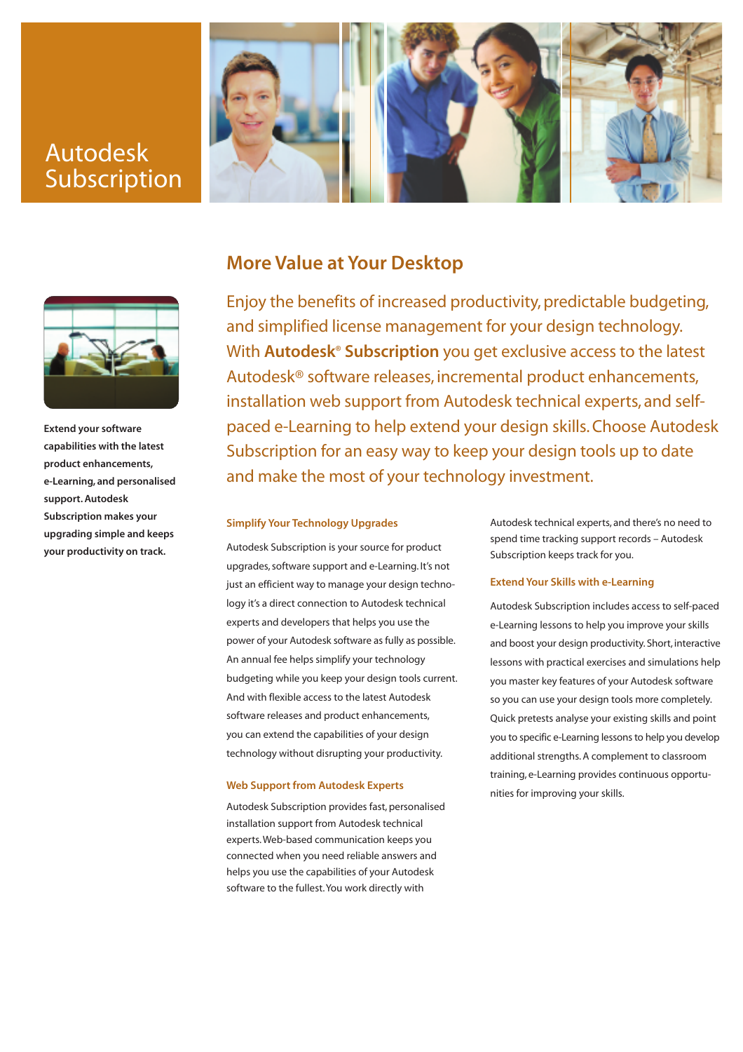# Autodesk Subscription

Extend your software capabilities with the latest product enhancements, e-Learning, and personalised support. Autodesk Subscription makes your upgrading simple and keeps your productivity on track.

## More Value at Your Desktop

Enjoy the benefits of increased productivity, predictable budgeting, and simplified license management for your design technology. With **Autodesk® Subscription** you get exclusive access to the latest Autodesk® software releases, incremental product enhancements, installation web support from Autodesk technical experts, and self-paced e-Learning to help extend your design skills. Choose Autodesk Subscription for an easy way to keep your design tools up to date and make the most of your technology investment.

### Simplify Your Technology Upgrades

Autodesk Subscription is your source for product upgrades, software support and e-Learning. It's not just an efficient way to manage your design technology it's a direct connection to Autodesk technical experts and developers that helps you use the power of your Autodesk software as fully as possible. An annual fee helps simplify your technology budgeting while you keep your design tools current. And with flexible access to the latest Autodesk software releases and product enhancements, you can extend the capabilities of your design technology without disrupting your productivity.

### Web Support from Autodesk Experts

Autodesk Subscription provides fast, personalised installation support from Autodesk technical experts. Web-based communication keeps you connected when you need reliable answers and helps you use the capabilities of your Autodesk software to the fullest. You work directly with Autodesk technical experts, and there's no need to spend time tracking support records – Autodesk Subscription keeps track for you.

### Extend Your Skills with e-Learning

Autodesk Subscription includes access to self-paced e-Learning lessons to help you improve your skills and boost your design productivity. Short, interactive lessons with practical exercises and simulations help you master key features of your Autodesk software so you can use your design tools more completely. Quick pretests analyse your existing skills and point you to specific e-Learning lessons to help you develop additional strengths. A complement to classroom training, e-Learning provides continuous opportunities for improving your skills.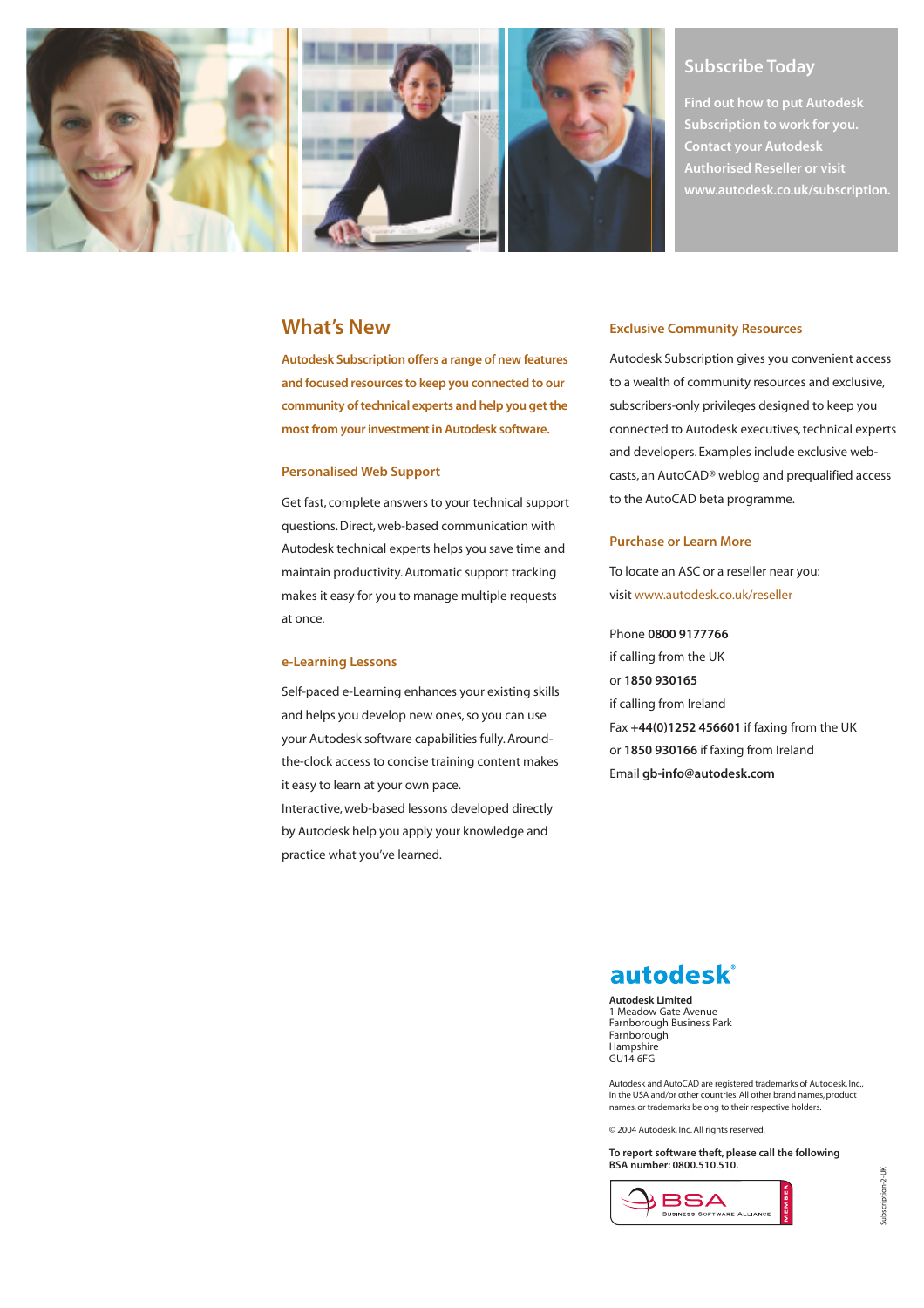## Subscribe Today

**Find out how to put Autodesk Subscription to work for you. Contact your Autodesk Authorised Reseller or visit www.autodesk.co.uk/subscription.**

## What's New

**Autodesk Subscription offers a range of new features and focused resources to keep you connected to our community of technical experts and help you get the most from your investment in Autodesk software.**

### Personalised Web Support

Get fast, complete answers to your technical support questions. Direct, web-based communication with Autodesk technical experts helps you save time and maintain productivity. Automatic support tracking makes it easy for you to manage multiple requests at once.

### e-Learning Lessons

Self-paced e-Learning enhances your existing skills and helps you develop new ones, so you can use your Autodesk software capabilities fully. Around-the-clock access to concise training content makes it easy to learn at your own pace.
Interactive, web-based lessons developed directly by Autodesk help you apply your knowledge and practice what you've learned.

### Exclusive Community Resources

Autodesk Subscription gives you convenient access to a wealth of community resources and exclusive, subscribers-only privileges designed to keep you connected to Autodesk executives, technical experts and developers. Examples include exclusive web-casts, an AutoCAD® weblog and prequalified access to the AutoCAD beta programme.

### Purchase or Learn More

To locate an ASC or a reseller near you:
visit www.autodesk.co.uk/reseller

Phone **0800 9177766**
if calling from the UK
or **1850 930165**
if calling from Ireland
Fax **+44(0)1252 456601** if faxing from the UK
or **1850 930166** if faxing from Ireland
Email **gb-info@autodesk.com**

autodesk®

**Autodesk Limited**
1 Meadow Gate Avenue
Farnborough Business Park
Farnborough
Hampshire
GU14 6FG

Autodesk and AutoCAD are registered trademarks of Autodesk, Inc., in the USA and/or other countries. All other brand names, product names, or trademarks belong to their respective holders.

© 2004 Autodesk, Inc. All rights reserved.

**To report software theft, please call the following BSA number: 0800.510.510.**

BSA Business Software Alliance MEMBER

Subscription-2-UK